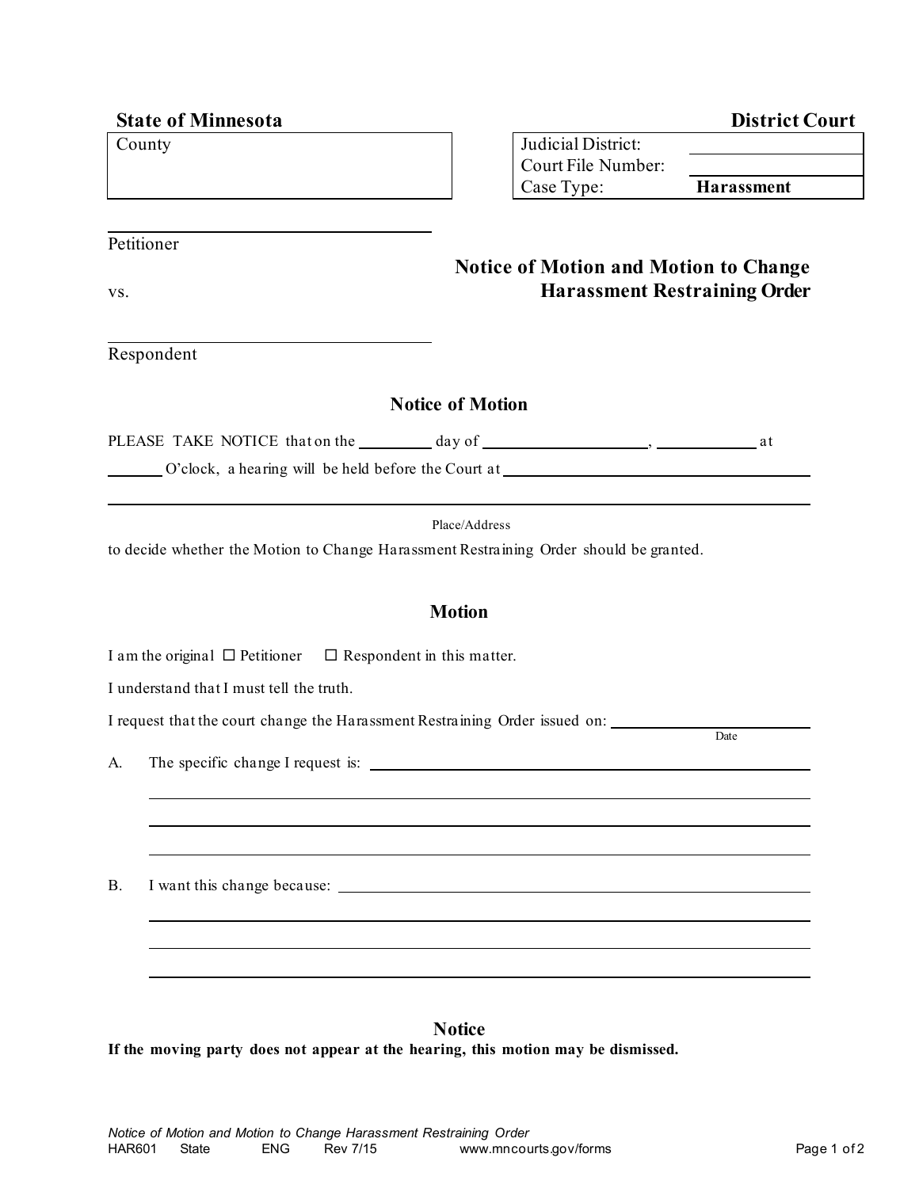**State of Minnesota** **District Court**

| County | | Judicial District: | |
|---|---|---|---|
| | | Court File Number: | |
| | | Case Type: | **Harassment** |

\_\_\_\_\_\_\_\_\_\_\_\_\_\_\_\_\_\_\_\_\_\_\_\_\_\_\_\_\_\_
Petitioner

vs.

\_\_\_\_\_\_\_\_\_\_\_\_\_\_\_\_\_\_\_\_\_\_\_\_\_\_\_\_\_\_
Respondent

## Notice of Motion and Motion to Change Harassment Restraining Order

### Notice of Motion

PLEASE TAKE NOTICE that on the \_\_\_\_\_\_\_ day of \_\_\_\_\_\_\_\_\_\_\_\_\_\_\_\_, \_\_\_\_\_\_\_\_\_ at \_\_\_\_\_\_ O'clock, a hearing will be held before the Court at \_\_\_\_\_\_\_\_\_\_\_\_\_\_\_\_\_\_\_\_\_\_\_\_\_\_\_\_\_\_

\_\_\_\_\_\_\_\_\_\_\_\_\_\_\_\_\_\_\_\_\_\_\_\_\_\_\_\_\_\_\_\_\_\_\_\_\_\_\_\_\_\_\_\_\_\_\_\_\_\_\_\_\_\_\_\_\_\_
Place/Address

to decide whether the Motion to Change Harassment Restraining Order should be granted.

### Motion

I am the original ☐ Petitioner ☐ Respondent in this matter.

I understand that I must tell the truth.

I request that the court change the Harassment Restraining Order issued on: \_\_\_\_\_\_\_\_\_\_\_\_\_\_\_\_\_\_
Date

A. The specific change I request is: \_\_\_\_\_\_\_\_\_\_\_\_\_\_\_\_\_\_\_\_\_\_\_\_\_\_\_\_\_\_\_\_\_\_\_\_\_\_\_\_

\_\_\_\_\_\_\_\_\_\_\_\_\_\_\_\_\_\_\_\_\_\_\_\_\_\_\_\_\_\_\_\_\_\_\_\_\_\_\_\_\_\_\_\_\_\_\_\_\_\_\_\_\_\_\_\_\_\_

\_\_\_\_\_\_\_\_\_\_\_\_\_\_\_\_\_\_\_\_\_\_\_\_\_\_\_\_\_\_\_\_\_\_\_\_\_\_\_\_\_\_\_\_\_\_\_\_\_\_\_\_\_\_\_\_\_\_

\_\_\_\_\_\_\_\_\_\_\_\_\_\_\_\_\_\_\_\_\_\_\_\_\_\_\_\_\_\_\_\_\_\_\_\_\_\_\_\_\_\_\_\_\_\_\_\_\_\_\_\_\_\_\_\_\_\_

B. I want this change because: \_\_\_\_\_\_\_\_\_\_\_\_\_\_\_\_\_\_\_\_\_\_\_\_\_\_\_\_\_\_\_\_\_\_\_\_\_\_\_\_\_\_

\_\_\_\_\_\_\_\_\_\_\_\_\_\_\_\_\_\_\_\_\_\_\_\_\_\_\_\_\_\_\_\_\_\_\_\_\_\_\_\_\_\_\_\_\_\_\_\_\_\_\_\_\_\_\_\_\_\_

\_\_\_\_\_\_\_\_\_\_\_\_\_\_\_\_\_\_\_\_\_\_\_\_\_\_\_\_\_\_\_\_\_\_\_\_\_\_\_\_\_\_\_\_\_\_\_\_\_\_\_\_\_\_\_\_\_\_

\_\_\_\_\_\_\_\_\_\_\_\_\_\_\_\_\_\_\_\_\_\_\_\_\_\_\_\_\_\_\_\_\_\_\_\_\_\_\_\_\_\_\_\_\_\_\_\_\_\_\_\_\_\_\_\_\_\_

### Notice

**If the moving party does not appear at the hearing, this motion may be dismissed.**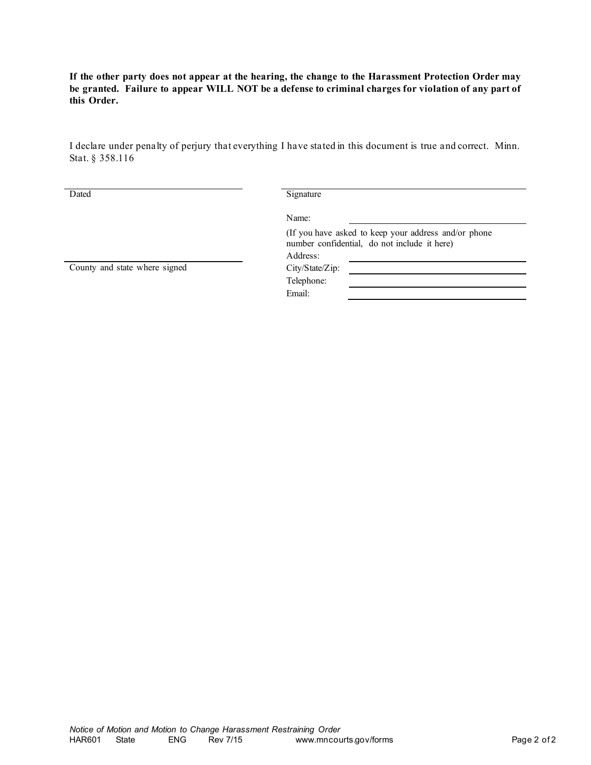**If the other party does not appear at the hearing, the change to the Harassment Protection Order may be granted. Failure to appear WILL NOT be a defense to criminal charges for violation of any part of this Order.**

I declare under penalty of perjury that everything I have stated in this document is true and correct. Minn. Stat. § 358.116

| | |
|---|---|
| \_\_\_\_\_\_\_\_\_\_\_\_\_\_\_\_\_\_\_\_ | \_\_\_\_\_\_\_\_\_\_\_\_\_\_\_\_\_\_\_\_ |
| Dated | Signature |
| | Name: \_\_\_\_\_\_\_\_\_\_\_\_\_\_\_\_\_\_\_\_ |
| | (If you have asked to keep your address and/or phone number confidential, do not include it here) |
| \_\_\_\_\_\_\_\_\_\_\_\_\_\_\_\_\_\_\_\_ | Address: \_\_\_\_\_\_\_\_\_\_\_\_\_\_\_\_\_\_\_\_ |
| County and state where signed | City/State/Zip: \_\_\_\_\_\_\_\_\_\_\_\_\_\_\_\_\_\_\_\_ |
| | Telephone: \_\_\_\_\_\_\_\_\_\_\_\_\_\_\_\_\_\_\_\_ |
| | Email: \_\_\_\_\_\_\_\_\_\_\_\_\_\_\_\_\_\_\_\_ |

*Notice of Motion and Motion to Change Harassment Restraining Order*
HAR601 State ENG Rev 7/15 www.mncourts.gov/forms